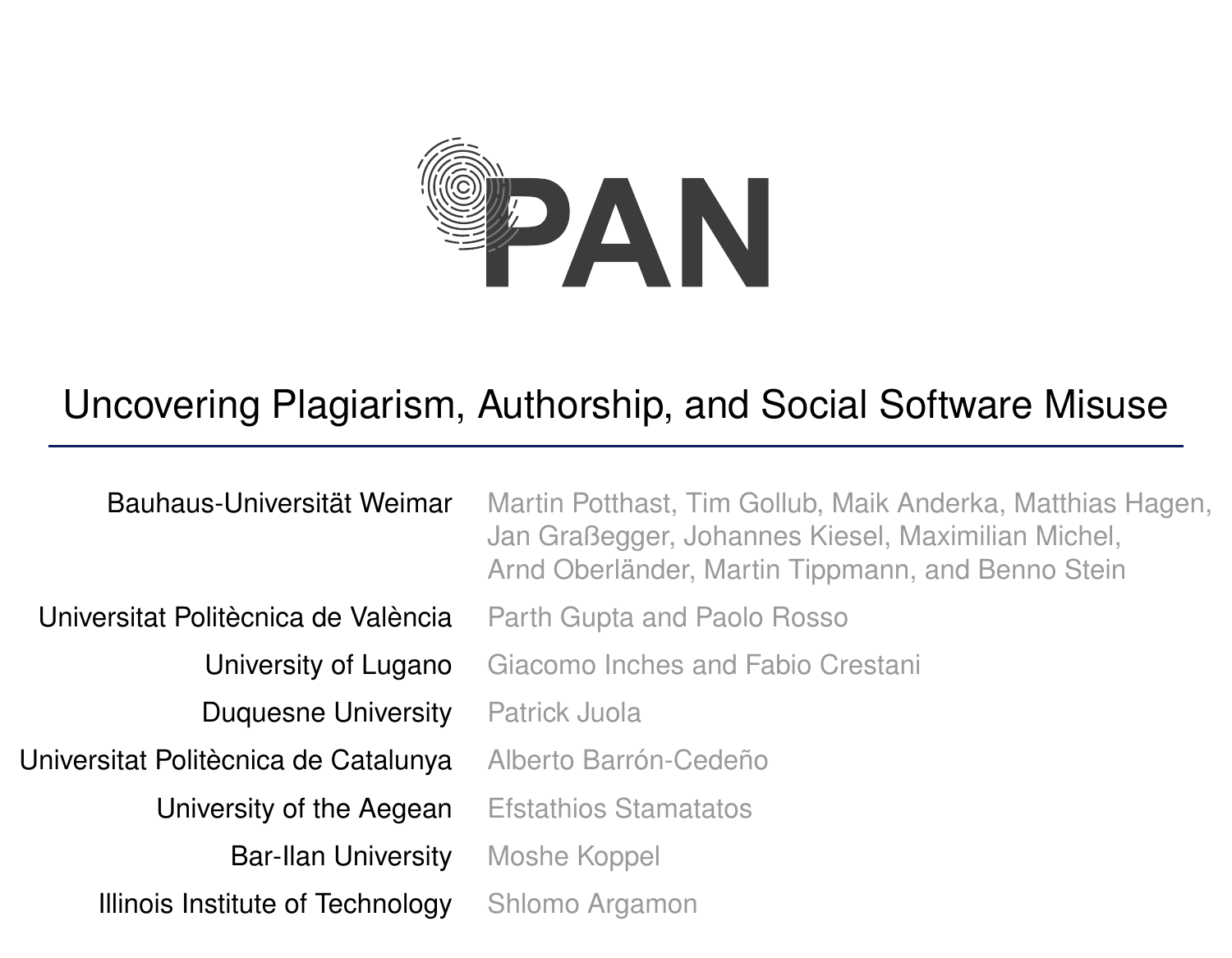# PAN

## Uncovering Plagiarism, Authorship, and Social Software Misuse

| | |
|---|---|
| Bauhaus-Universität Weimar | Martin Potthast, Tim Gollub, Maik Anderka, Matthias Hagen, Jan Graßegger, Johannes Kiesel, Maximilian Michel, Arnd Oberländer, Martin Tippmann, and Benno Stein |
| Universitat Politècnica de València | Parth Gupta and Paolo Rosso |
| University of Lugano | Giacomo Inches and Fabio Crestani |
| Duquesne University | Patrick Juola |
| Universitat Politècnica de Catalunya | Alberto Barrón-Cedeño |
| University of the Aegean | Efstathios Stamatatos |
| Bar-Ilan University | Moshe Koppel |
| Illinois Institute of Technology | Shlomo Argamon |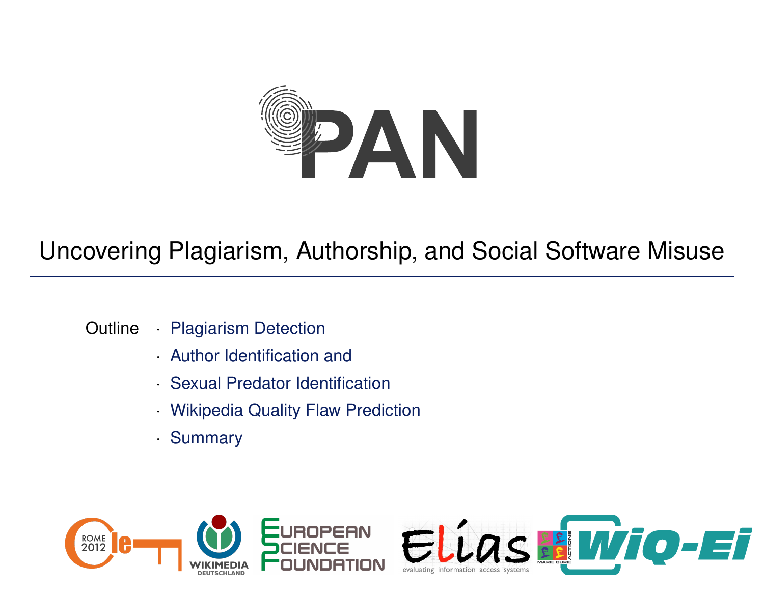# PAN

## Uncovering Plagiarism, Authorship, and Social Software Misuse

Outline

- Plagiarism Detection
- Author Identification and
- Sexual Predator Identification
- Wikipedia Quality Flaw Prediction
- Summary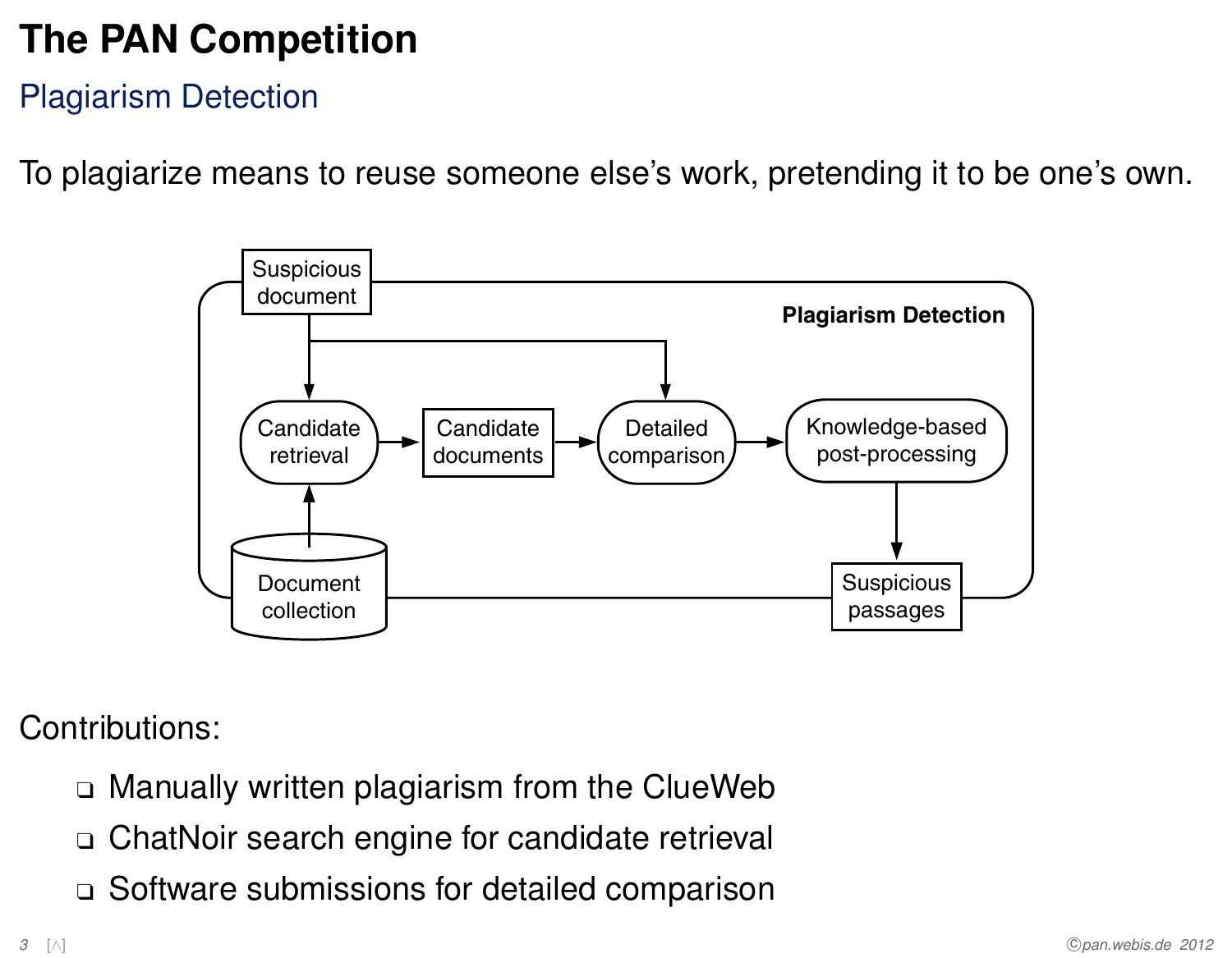# The PAN Competition

## Plagiarism Detection

To plagiarize means to reuse someone else's work, pretending it to be one's own.

Contributions:

- Manually written plagiarism from the ClueWeb
- ChatNoir search engine for candidate retrieval
- Software submissions for detailed comparison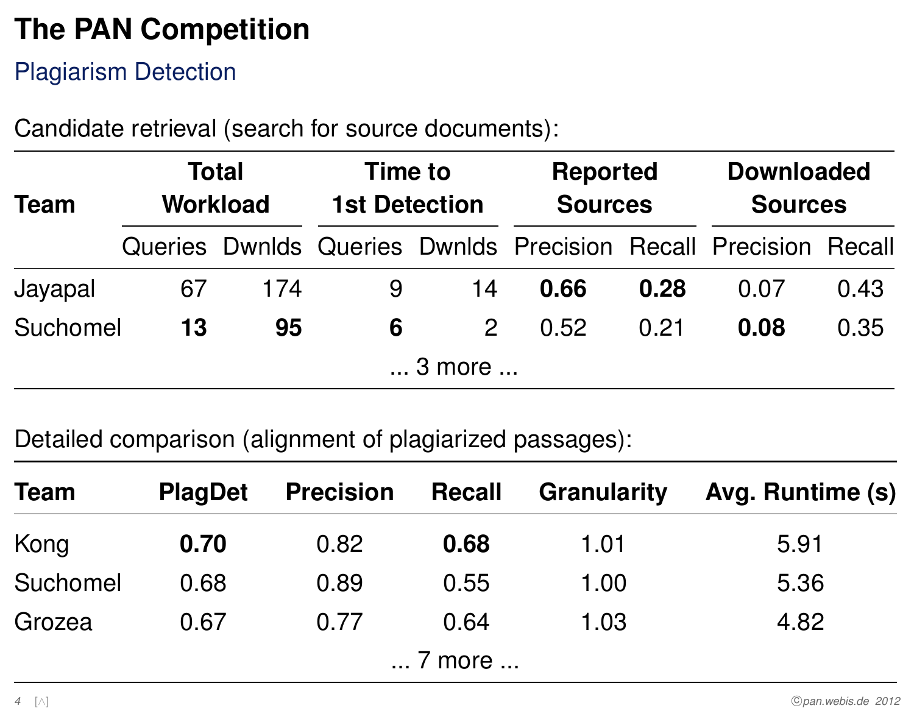# The PAN Competition

## Plagiarism Detection

Candidate retrieval (search for source documents):

| Team | Total Workload | | Time to 1st Detection | | Reported Sources | | Downloaded Sources | |
|---|---|---|---|---|---|---|---|---|
| | Queries | Dwnlds | Queries | Dwnlds | Precision | Recall | Precision | Recall |
| Jayapal | 67 | 174 | 9 | 14 | **0.66** | **0.28** | 0.07 | 0.43 |
| Suchomel | **13** | **95** | **6** | 2 | 0.52 | 0.21 | **0.08** | 0.35 |
| ... 3 more ... | | | | | | | | |

Detailed comparison (alignment of plagiarized passages):

| Team | PlagDet | Precision | Recall | Granularity | Avg. Runtime (s) |
|---|---|---|---|---|---|
| Kong | **0.70** | 0.82 | **0.68** | 1.01 | 5.91 |
| Suchomel | 0.68 | 0.89 | 0.55 | 1.00 | 5.36 |
| Grozea | 0.67 | 0.77 | 0.64 | 1.03 | 4.82 |
| ... 7 more ... | | | | | |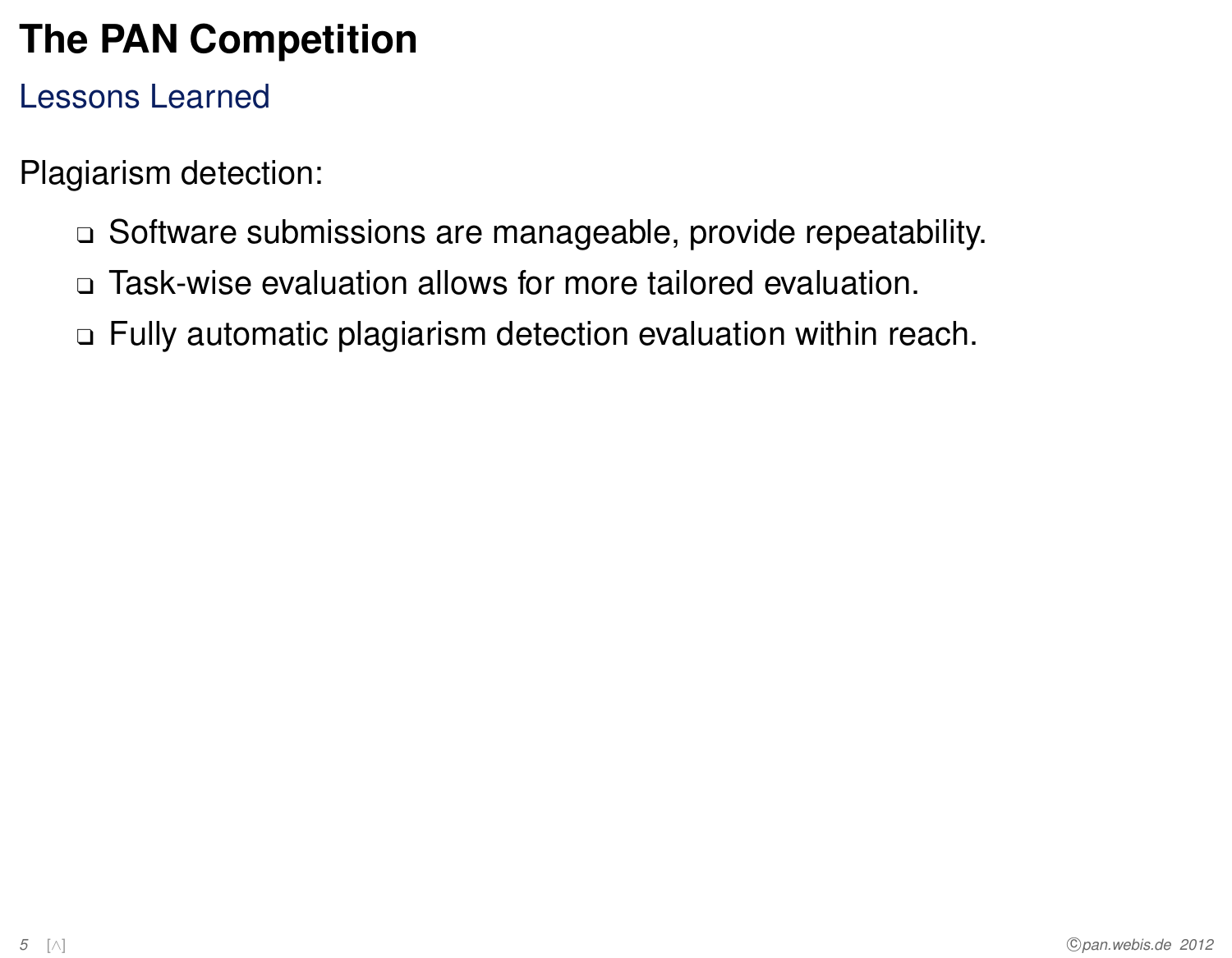# The PAN Competition

## Lessons Learned

Plagiarism detection:

- Software submissions are manageable, provide repeatability.
- Task-wise evaluation allows for more tailored evaluation.
- Fully automatic plagiarism detection evaluation within reach.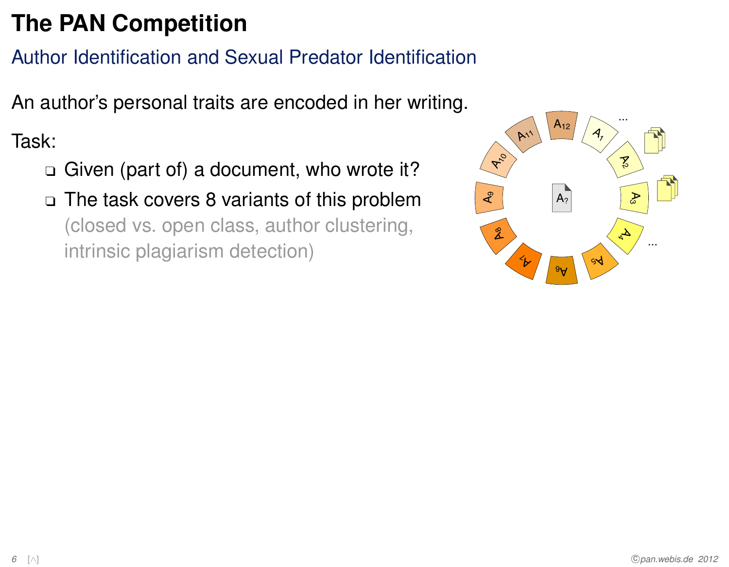# The PAN Competition

## Author Identification and Sexual Predator Identification

An author's personal traits are encoded in her writing.

Task:

- Given (part of) a document, who wrote it?
- The task covers 8 variants of this problem (closed vs. open class, author clustering, intrinsic plagiarism detection)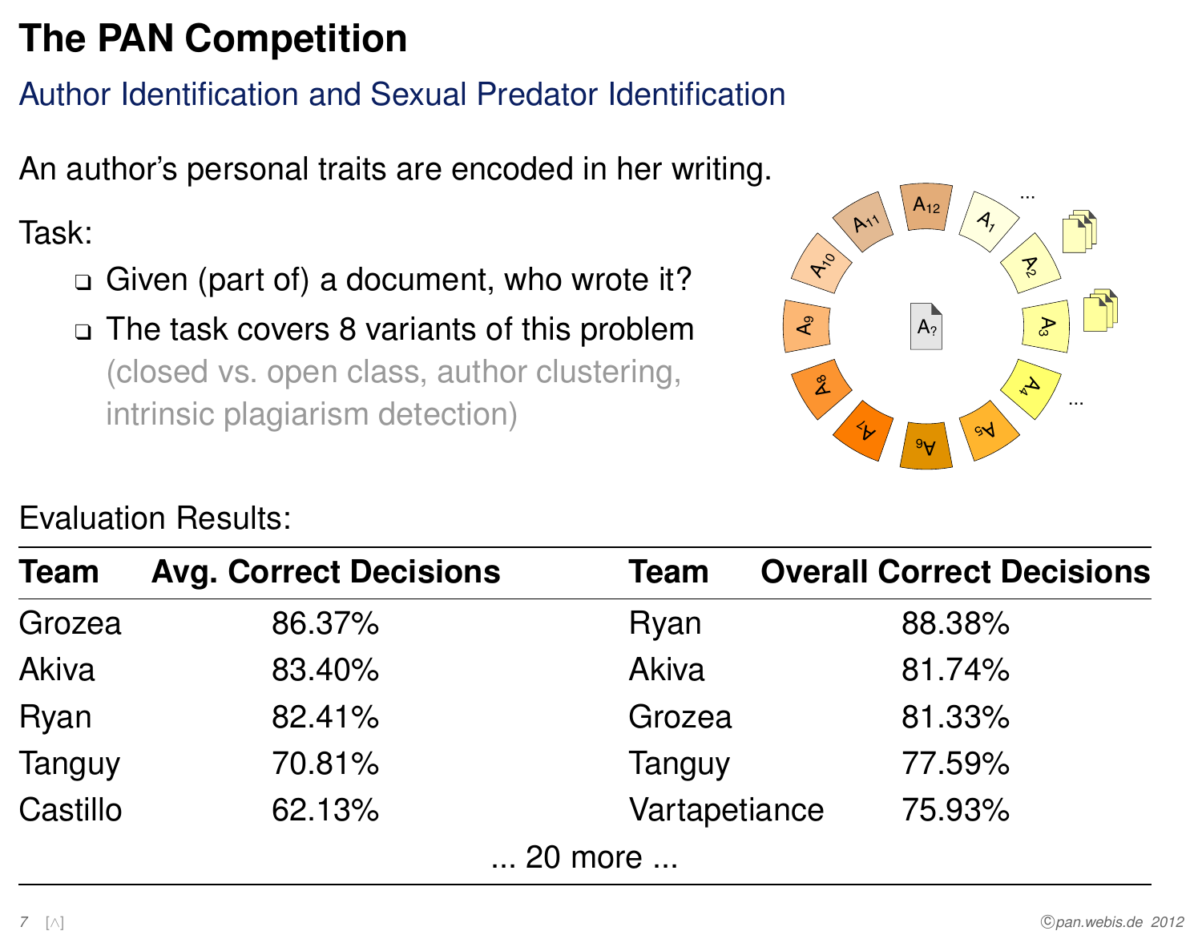# The PAN Competition

## Author Identification and Sexual Predator Identification

An author's personal traits are encoded in her writing.

Task:

- Given (part of) a document, who wrote it?
- The task covers 8 variants of this problem
  (closed vs. open class, author clustering, intrinsic plagiarism detection)

Evaluation Results:

| Team | Avg. Correct Decisions | Team | Overall Correct Decisions |
|---|---|---|---|
| Grozea | 86.37% | Ryan | 88.38% |
| Akiva | 83.40% | Akiva | 81.74% |
| Ryan | 82.41% | Grozea | 81.33% |
| Tanguy | 70.81% | Tanguy | 77.59% |
| Castillo | 62.13% | Vartapetiance | 75.93% |

... 20 more ...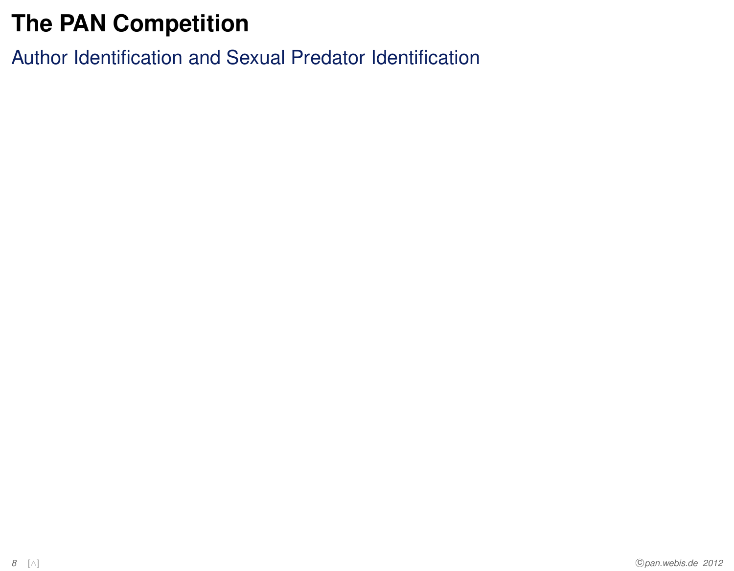# The PAN Competition

## Author Identification and Sexual Predator Identification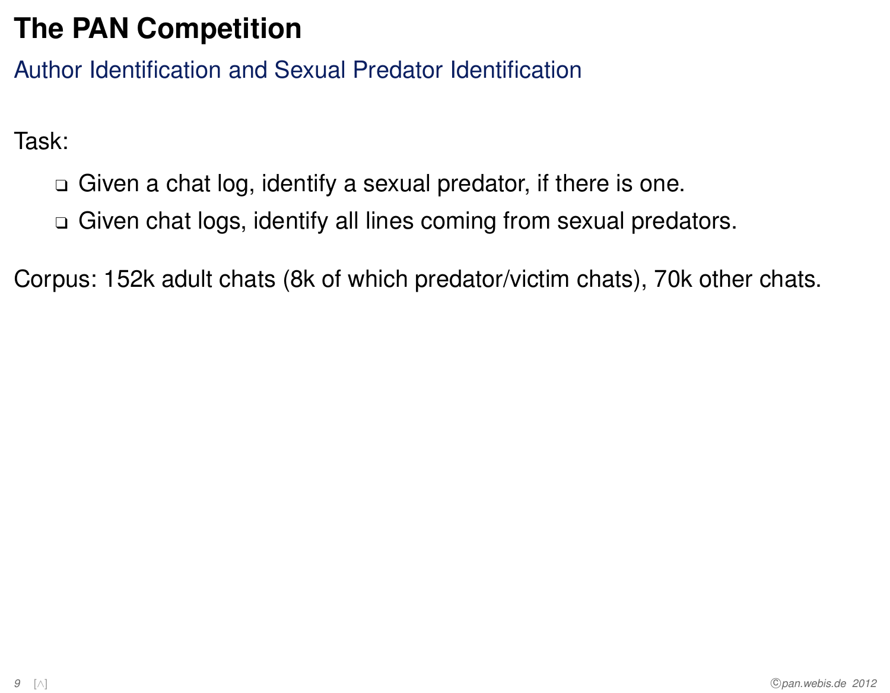# The PAN Competition

## Author Identification and Sexual Predator Identification

Task:

- Given a chat log, identify a sexual predator, if there is one.
- Given chat logs, identify all lines coming from sexual predators.

Corpus: 152k adult chats (8k of which predator/victim chats), 70k other chats.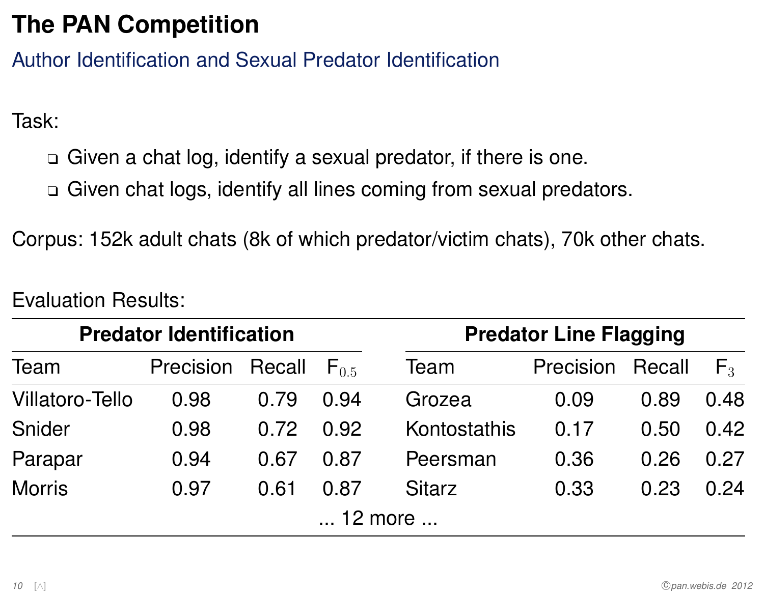# The PAN Competition

## Author Identification and Sexual Predator Identification

Task:

- Given a chat log, identify a sexual predator, if there is one.
- Given chat logs, identify all lines coming from sexual predators.

Corpus: 152k adult chats (8k of which predator/victim chats), 70k other chats.

Evaluation Results:

| Predator Identification | | | | Predator Line Flagging | | | |
|---|---|---|---|---|---|---|---|
| Team | Precision | Recall | $F_{0.5}$ | Team | Precision | Recall | $F_3$ |
| Villatoro-Tello | 0.98 | 0.79 | 0.94 | Grozea | 0.09 | 0.89 | 0.48 |
| Snider | 0.98 | 0.72 | 0.92 | Kontostathis | 0.17 | 0.50 | 0.42 |
| Parapar | 0.94 | 0.67 | 0.87 | Peersman | 0.36 | 0.26 | 0.27 |
| Morris | 0.97 | 0.61 | 0.87 | Sitarz | 0.33 | 0.23 | 0.24 |

... 12 more ...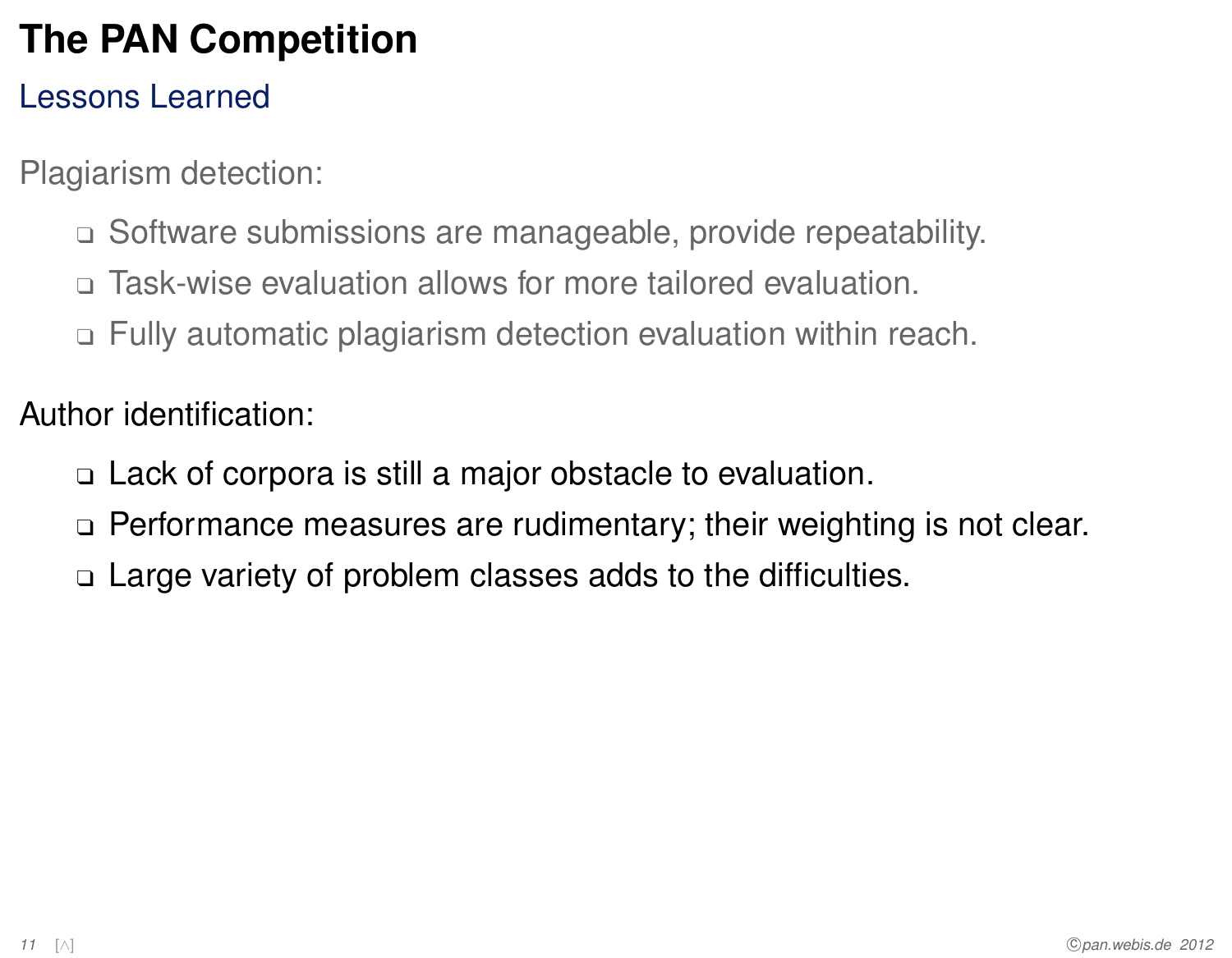# The PAN Competition

## Lessons Learned

Plagiarism detection:

- Software submissions are manageable, provide repeatability.
- Task-wise evaluation allows for more tailored evaluation.
- Fully automatic plagiarism detection evaluation within reach.

Author identification:

- Lack of corpora is still a major obstacle to evaluation.
- Performance measures are rudimentary; their weighting is not clear.
- Large variety of problem classes adds to the difficulties.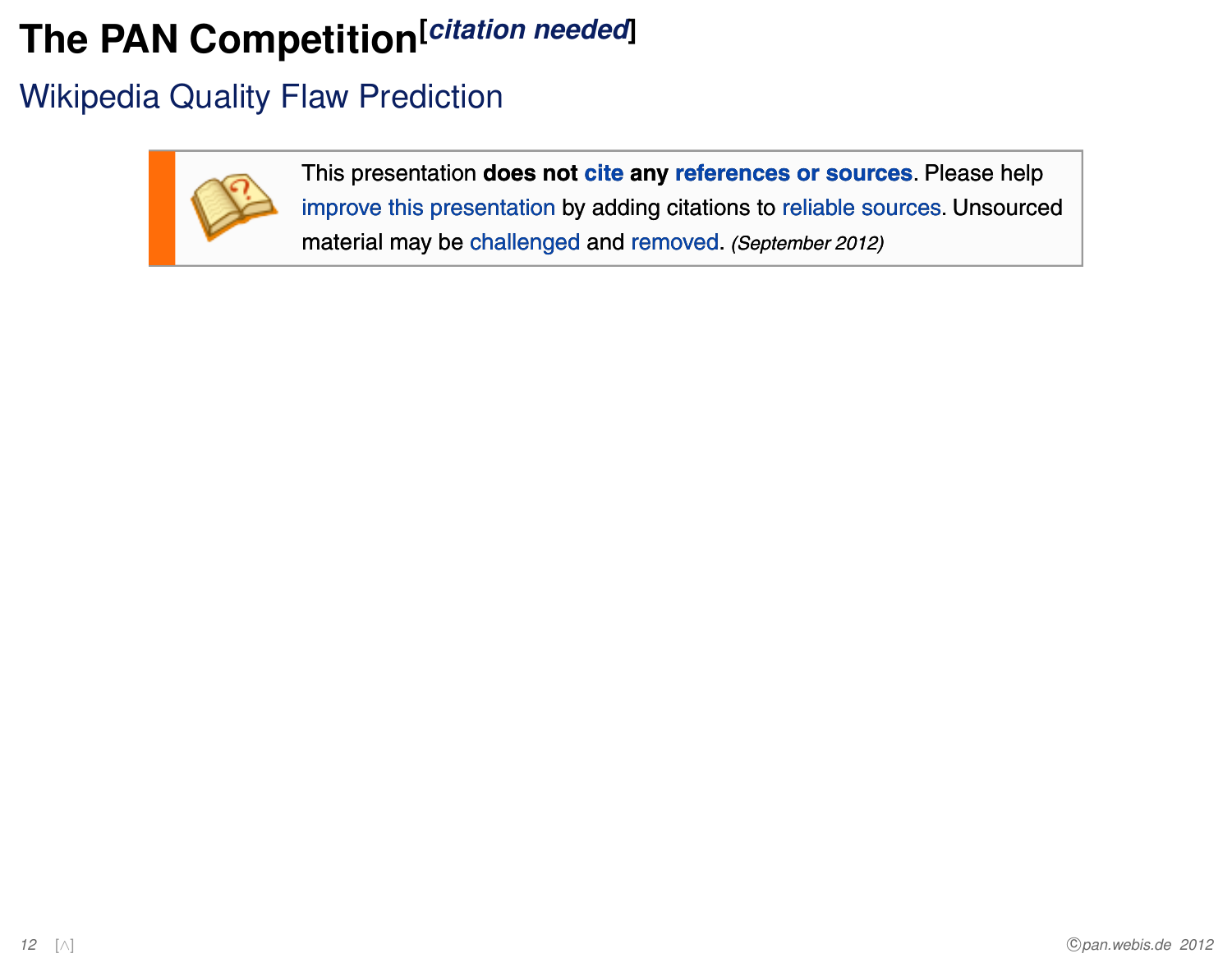# The PAN Competition[*citation needed*]

## Wikipedia Quality Flaw Prediction

This presentation **does not cite any references or sources**. Please help improve this presentation by adding citations to reliable sources. Unsourced material may be challenged and removed. *(September 2012)*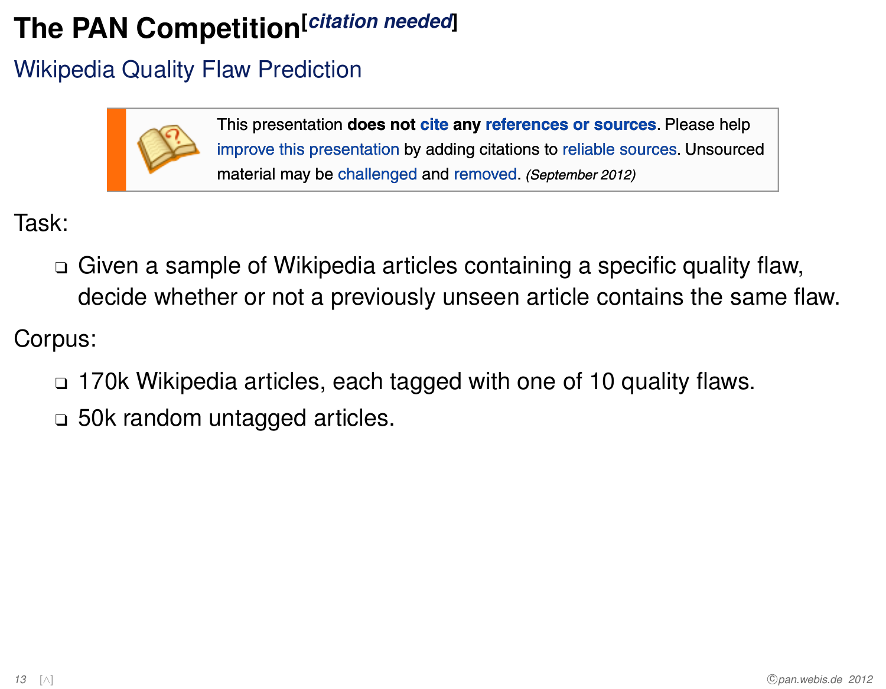# The PAN Competition[citation needed]

## Wikipedia Quality Flaw Prediction

> This presentation **does not cite any references or sources**. Please help improve this presentation by adding citations to reliable sources. Unsourced material may be challenged and removed. *(September 2012)*

Task:

- Given a sample of Wikipedia articles containing a specific quality flaw, decide whether or not a previously unseen article contains the same flaw.

Corpus:

- 170k Wikipedia articles, each tagged with one of 10 quality flaws.
- 50k random untagged articles.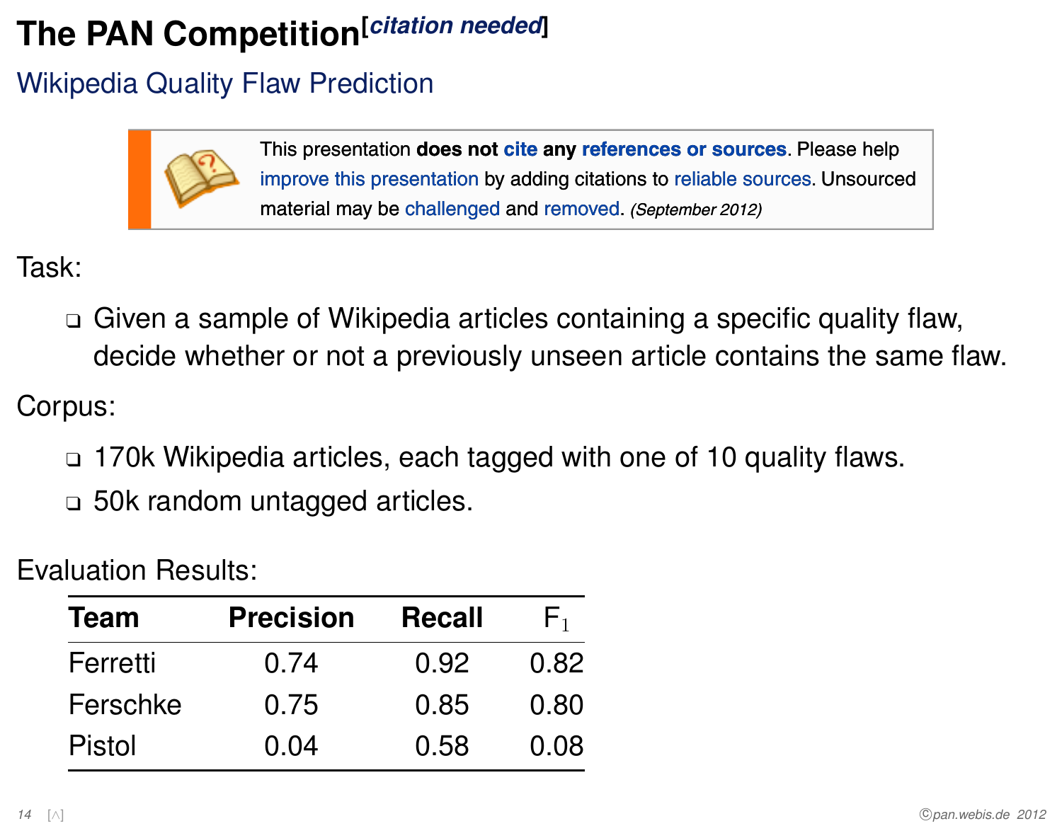# The PAN Competition[citation needed]

## Wikipedia Quality Flaw Prediction

> This presentation **does not** cite **any** references or sources. Please help improve this presentation by adding citations to reliable sources. Unsourced material may be challenged and removed. *(September 2012)*

Task:

- Given a sample of Wikipedia articles containing a specific quality flaw, decide whether or not a previously unseen article contains the same flaw.

Corpus:

- 170k Wikipedia articles, each tagged with one of 10 quality flaws.
- 50k random untagged articles.

Evaluation Results:

| **Team** | **Precision** | **Recall** | $F_1$ |
|---|---|---|---|
| Ferretti | 0.74 | 0.92 | 0.82 |
| Ferschke | 0.75 | 0.85 | 0.80 |
| Pistol | 0.04 | 0.58 | 0.08 |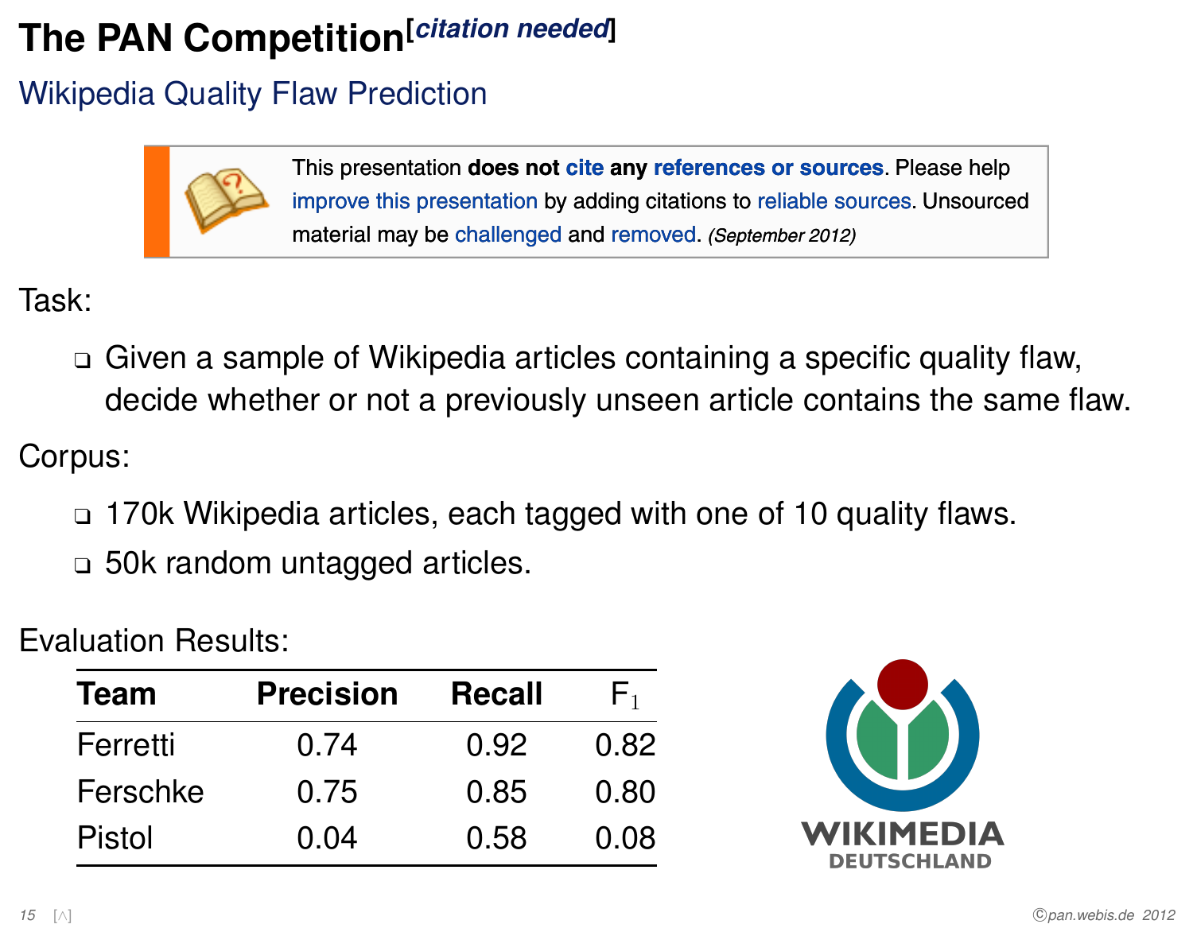# The PAN Competition[citation needed]

## Wikipedia Quality Flaw Prediction

This presentation **does not cite any references or sources**. Please help improve this presentation by adding citations to reliable sources. Unsourced material may be challenged and removed. *(September 2012)*

Task:

- Given a sample of Wikipedia articles containing a specific quality flaw, decide whether or not a previously unseen article contains the same flaw.

Corpus:

- 170k Wikipedia articles, each tagged with one of 10 quality flaws.
- 50k random untagged articles.

Evaluation Results:

| **Team** | **Precision** | **Recall** | $F_1$ |
| --- | --- | --- | --- |
| Ferretti | 0.74 | 0.92 | 0.82 |
| Ferschke | 0.75 | 0.85 | 0.80 |
| Pistol | 0.04 | 0.58 | 0.08 |

WIKIMEDIA DEUTSCHLAND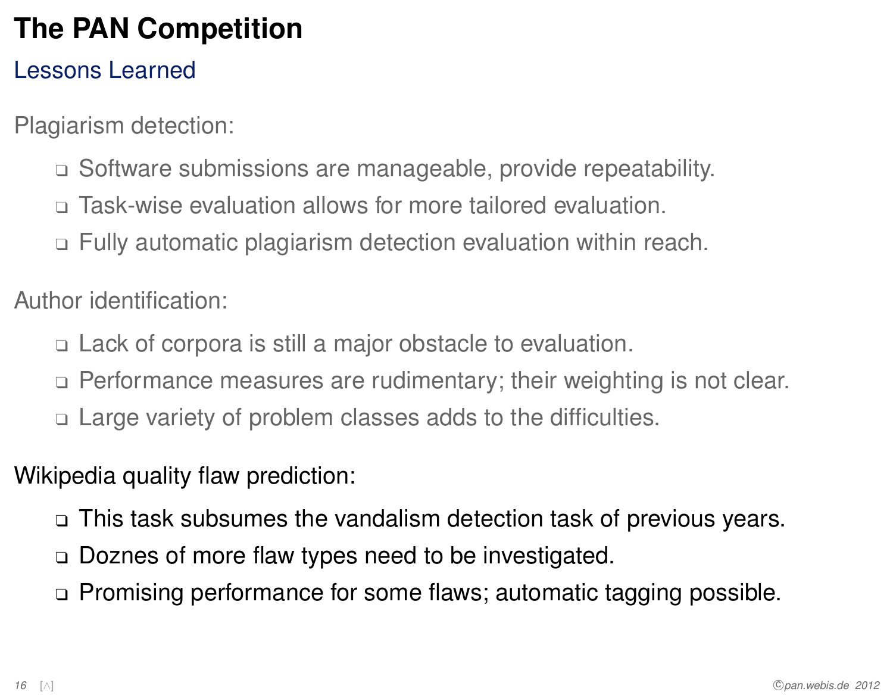# The PAN Competition

## Lessons Learned

Plagiarism detection:

- Software submissions are manageable, provide repeatability.
- Task-wise evaluation allows for more tailored evaluation.
- Fully automatic plagiarism detection evaluation within reach.

Author identification:

- Lack of corpora is still a major obstacle to evaluation.
- Performance measures are rudimentary; their weighting is not clear.
- Large variety of problem classes adds to the difficulties.

Wikipedia quality flaw prediction:

- This task subsumes the vandalism detection task of previous years.
- Doznes of more flaw types need to be investigated.
- Promising performance for some flaws; automatic tagging possible.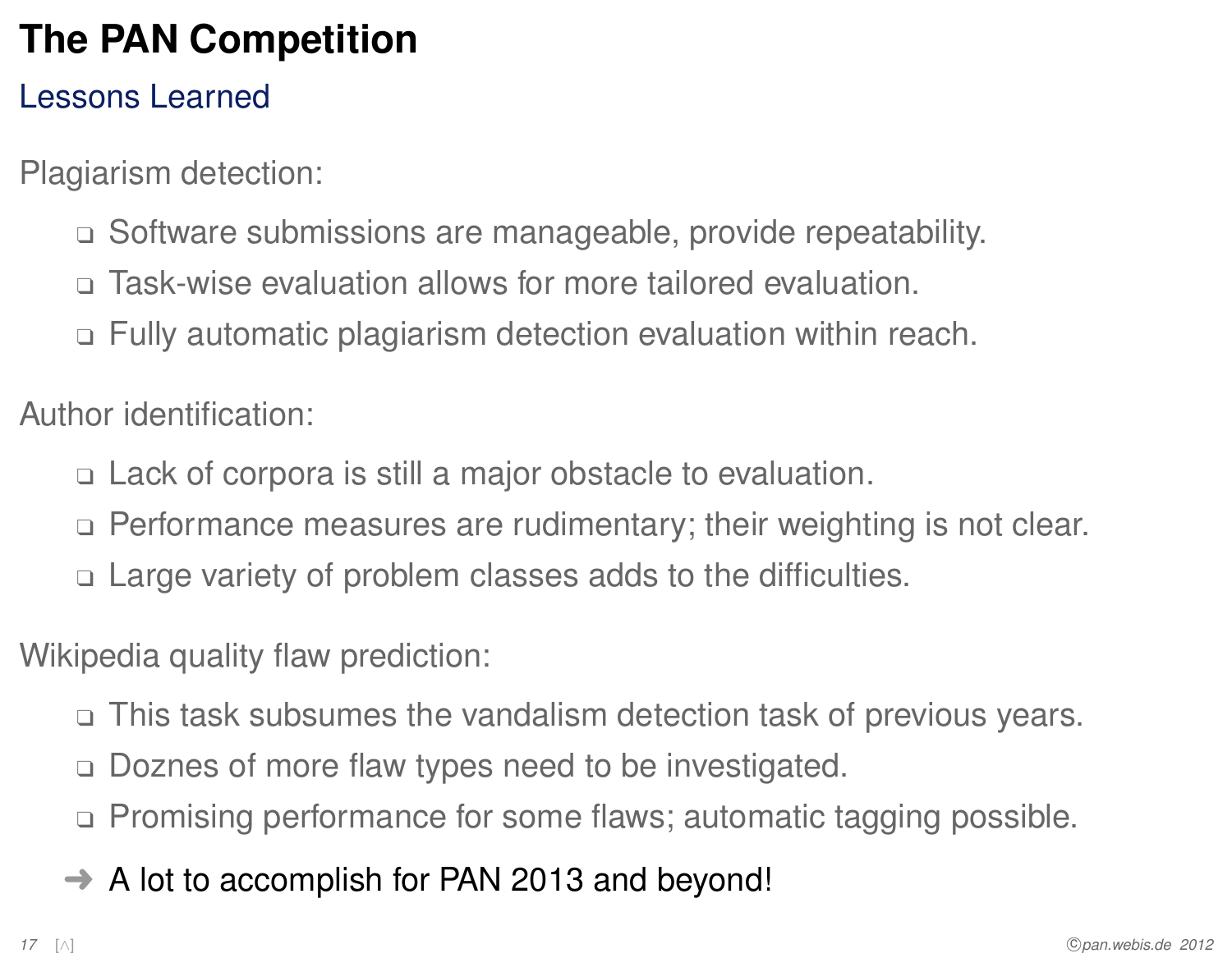# The PAN Competition

## Lessons Learned

Plagiarism detection:

- Software submissions are manageable, provide repeatability.
- Task-wise evaluation allows for more tailored evaluation.
- Fully automatic plagiarism detection evaluation within reach.

Author identification:

- Lack of corpora is still a major obstacle to evaluation.
- Performance measures are rudimentary; their weighting is not clear.
- Large variety of problem classes adds to the difficulties.

Wikipedia quality flaw prediction:

- This task subsumes the vandalism detection task of previous years.
- Doznes of more flaw types need to be investigated.
- Promising performance for some flaws; automatic tagging possible.

➜ A lot to accomplish for PAN 2013 and beyond!